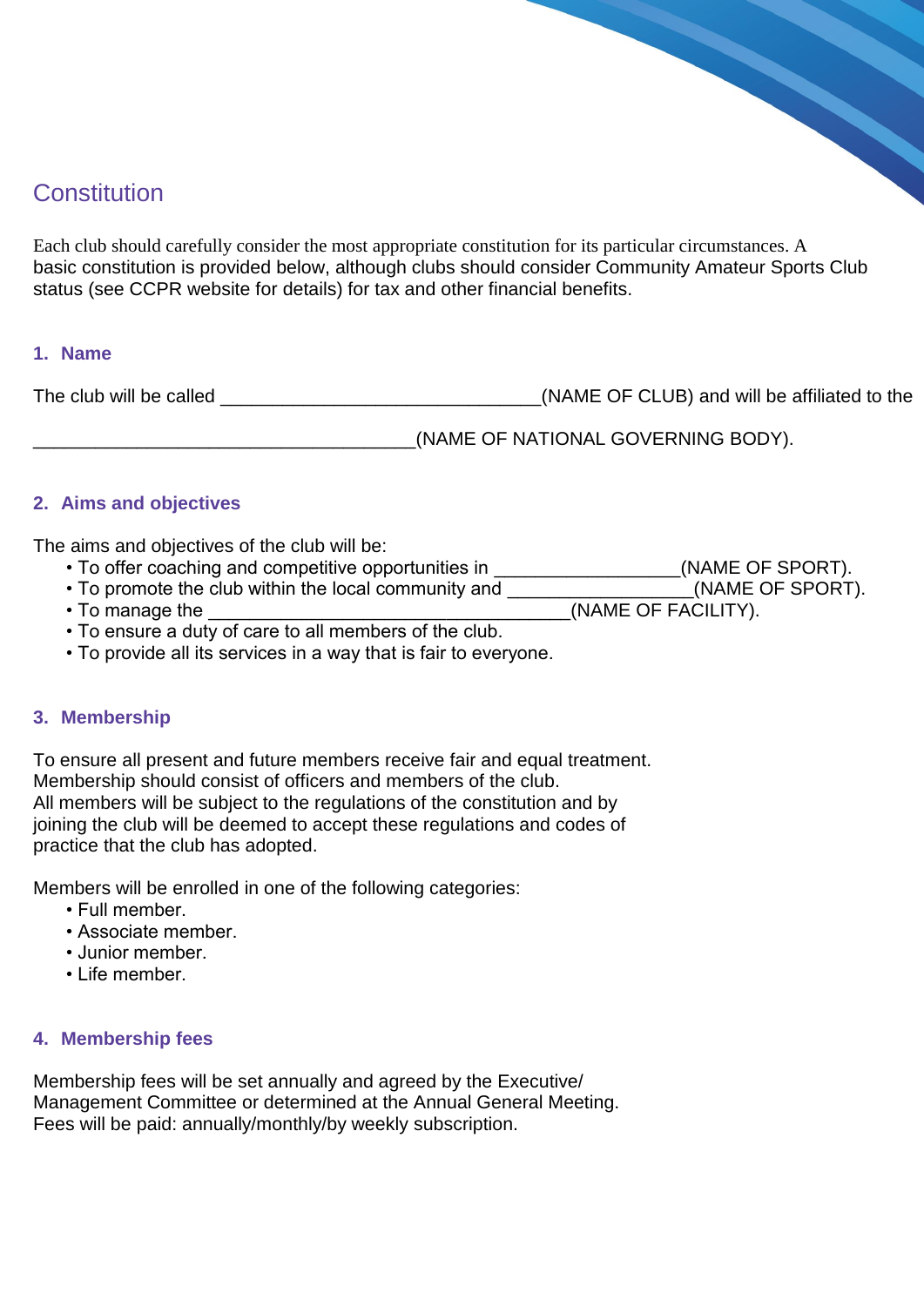# Constitution

Each club should carefully consider the most appropriate constitution for its particular circumstances. A basic constitution is provided below, although clubs should consider Community Amateur Sports Club status (see CCPR website for details) for tax and other financial benefits.

## 1. Name

The club will be called _______________________________(NAME OF CLUB) and will be affiliated to the

_____________________________________(NAME OF NATIONAL GOVERNING BODY).

## 2. Aims and objectives

The aims and objectives of the club will be:

- To offer coaching and competitive opportunities in __________________(NAME OF SPORT).
- To promote the club within the local community and __________________(NAME OF SPORT).
- To manage the ___________________________________(NAME OF FACILITY).
- To ensure a duty of care to all members of the club.
- To provide all its services in a way that is fair to everyone.

## 3. Membership

To ensure all present and future members receive fair and equal treatment.
Membership should consist of officers and members of the club.
All members will be subject to the regulations of the constitution and by joining the club will be deemed to accept these regulations and codes of practice that the club has adopted.

Members will be enrolled in one of the following categories:

- Full member.
- Associate member.
- Junior member.
- Life member.

## 4. Membership fees

Membership fees will be set annually and agreed by the Executive/ Management Committee or determined at the Annual General Meeting.
Fees will be paid: annually/monthly/by weekly subscription.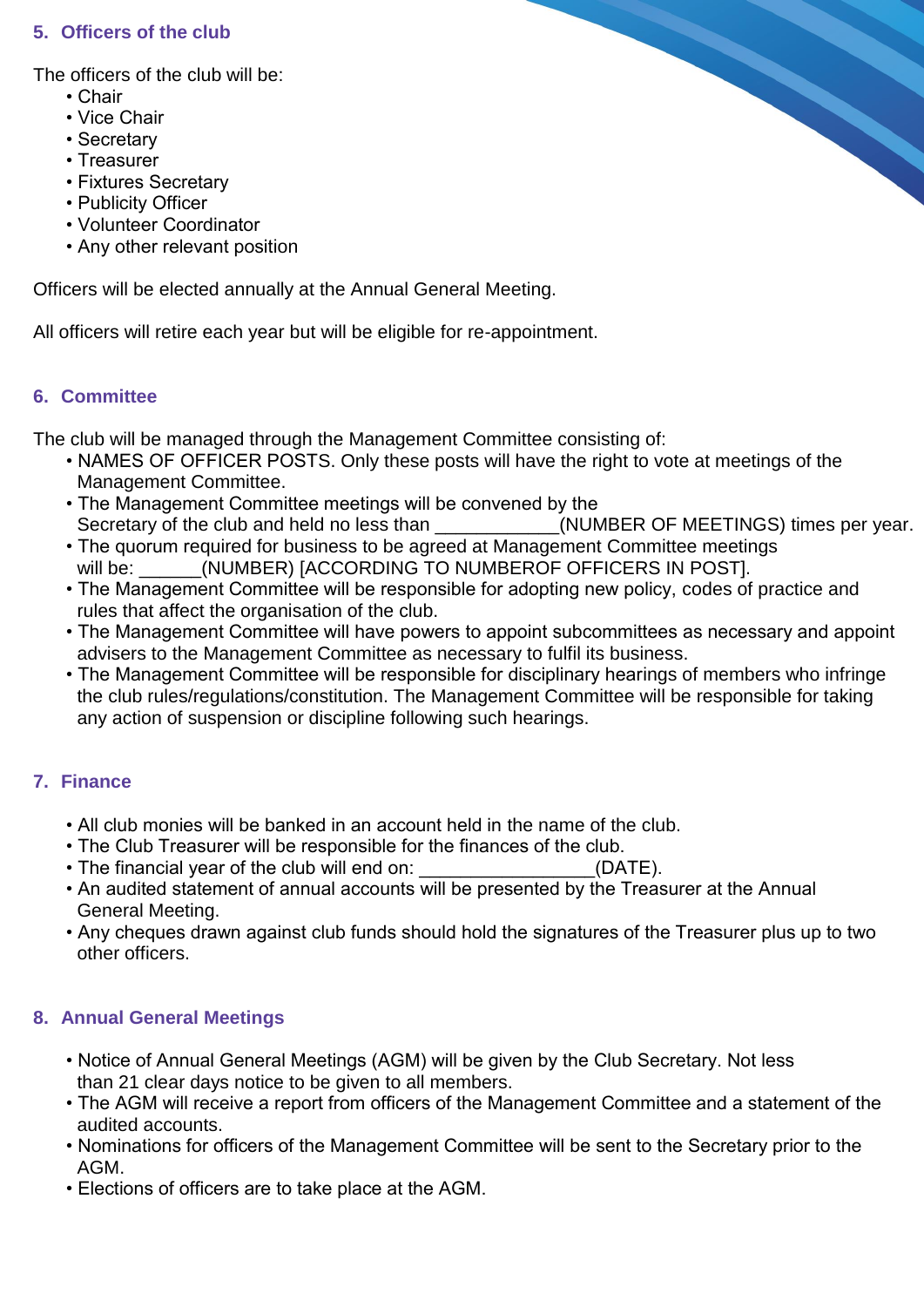## 5. Officers of the club

The officers of the club will be:

- Chair
- Vice Chair
- Secretary
- Treasurer
- Fixtures Secretary
- Publicity Officer
- Volunteer Coordinator
- Any other relevant position

Officers will be elected annually at the Annual General Meeting.

All officers will retire each year but will be eligible for re-appointment.

## 6. Committee

The club will be managed through the Management Committee consisting of:

- NAMES OF OFFICER POSTS. Only these posts will have the right to vote at meetings of the Management Committee.
- The Management Committee meetings will be convened by the Secretary of the club and held no less than ____________(NUMBER OF MEETINGS) times per year.
- The quorum required for business to be agreed at Management Committee meetings will be: ______(NUMBER) [ACCORDING TO NUMBEROF OFFICERS IN POST].
- The Management Committee will be responsible for adopting new policy, codes of practice and rules that affect the organisation of the club.
- The Management Committee will have powers to appoint subcommittees as necessary and appoint advisers to the Management Committee as necessary to fulfil its business.
- The Management Committee will be responsible for disciplinary hearings of members who infringe the club rules/regulations/constitution. The Management Committee will be responsible for taking any action of suspension or discipline following such hearings.

## 7. Finance

- All club monies will be banked in an account held in the name of the club.
- The Club Treasurer will be responsible for the finances of the club.
- The financial year of the club will end on: ________________(DATE).
- An audited statement of annual accounts will be presented by the Treasurer at the Annual General Meeting.
- Any cheques drawn against club funds should hold the signatures of the Treasurer plus up to two other officers.

## 8. Annual General Meetings

- Notice of Annual General Meetings (AGM) will be given by the Club Secretary. Not less than 21 clear days notice to be given to all members.
- The AGM will receive a report from officers of the Management Committee and a statement of the audited accounts.
- Nominations for officers of the Management Committee will be sent to the Secretary prior to the AGM.
- Elections of officers are to take place at the AGM.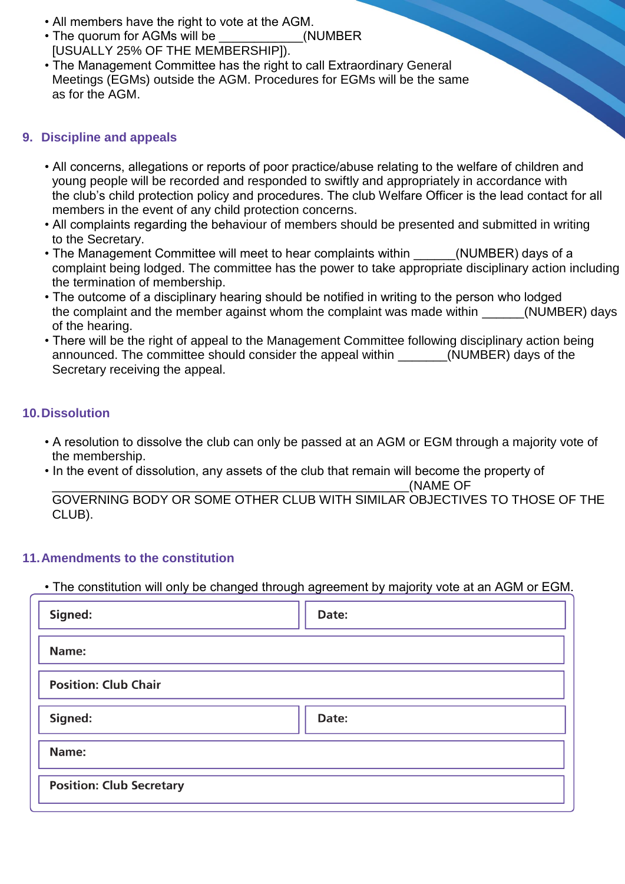- All members have the right to vote at the AGM.
- The quorum for AGMs will be ____________(NUMBER [USUALLY 25% OF THE MEMBERSHIP]).
- The Management Committee has the right to call Extraordinary General Meetings (EGMs) outside the AGM. Procedures for EGMs will be the same as for the AGM.

## 9. Discipline and appeals

- All concerns, allegations or reports of poor practice/abuse relating to the welfare of children and young people will be recorded and responded to swiftly and appropriately in accordance with the club's child protection policy and procedures. The club Welfare Officer is the lead contact for all members in the event of any child protection concerns.
- All complaints regarding the behaviour of members should be presented and submitted in writing to the Secretary.
- The Management Committee will meet to hear complaints within ______(NUMBER) days of a complaint being lodged. The committee has the power to take appropriate disciplinary action including the termination of membership.
- The outcome of a disciplinary hearing should be notified in writing to the person who lodged the complaint and the member against whom the complaint was made within ______(NUMBER) days of the hearing.
- There will be the right of appeal to the Management Committee following disciplinary action being announced. The committee should consider the appeal within _______(NUMBER) days of the Secretary receiving the appeal.

## 10. Dissolution

- A resolution to dissolve the club can only be passed at an AGM or EGM through a majority vote of the membership.
- In the event of dissolution, any assets of the club that remain will become the property of __________________________________________________(NAME OF GOVERNING BODY OR SOME OTHER CLUB WITH SIMILAR OBJECTIVES TO THOSE OF THE CLUB).

## 11. Amendments to the constitution

- The constitution will only be changed through agreement by majority vote at an AGM or EGM.

| | |
|---|---|
| **Signed:** | **Date:** |
| **Name:** | |
| **Position: Club Chair** | |
| **Signed:** | **Date:** |
| **Name:** | |
| **Position: Club Secretary** | |